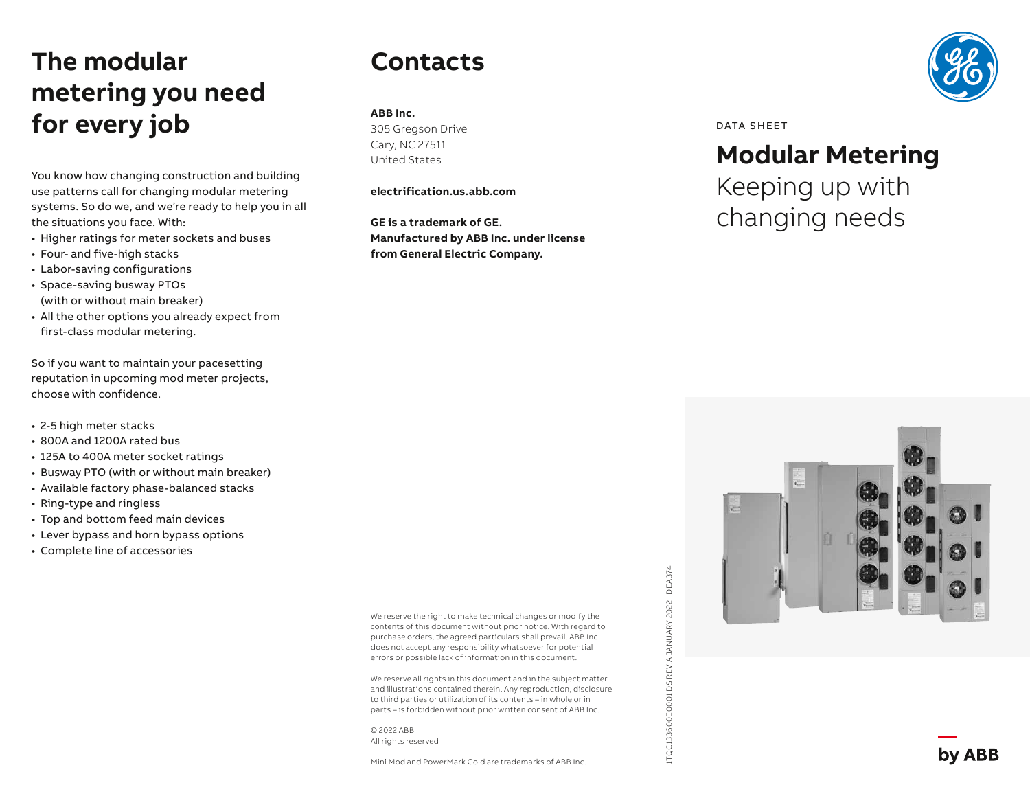# The modular metering you need for every job

You know how changing construction and building use patterns call for changing modular metering systems. So do we, and we're ready to help you in all the situations you face. With:

- Higher ratings for meter sockets and buses
- Four- and five-high stacks
- Labor-saving configurations
- Space-saving busway PTOs (with or without main breaker)
- All the other options you already expect from first-class modular metering.

So if you want to maintain your pacesetting reputation in upcoming mod meter projects, choose with confidence.

- 2-5 high meter stacks
- 800A and 1200A rated bus
- 125A to 400A meter socket ratings
- Busway PTO (with or without main breaker)
- Available factory phase-balanced stacks
- Ring-type and ringless
- Top and bottom feed main devices
- Lever bypass and horn bypass options
- Complete line of accessories

# Contacts

**ABB Inc.**
305 Gregson Drive
Cary, NC 27511
United States

**electrification.us.abb.com**

**GE is a trademark of GE.**
**Manufactured by ABB Inc. under license from General Electric Company.**

We reserve the right to make technical changes or modify the contents of this document without prior notice. With regard to purchase orders, the agreed particulars shall prevail. ABB Inc. does not accept any responsibility whatsoever for potential errors or possible lack of information in this document.

We reserve all rights in this document and in the subject matter and illustrations contained therein. Any reproduction, disclosure to third parties or utilization of its contents – in whole or in parts – is forbidden without prior written consent of ABB Inc.

© 2022 ABB
All rights reserved

Mini Mod and PowerMark Gold are trademarks of ABB Inc.

1TQC133600E0001 DS REV A JANUARY 2022 | DEA374

DATA SHEET

# Modular Metering

Keeping up with changing needs

by ABB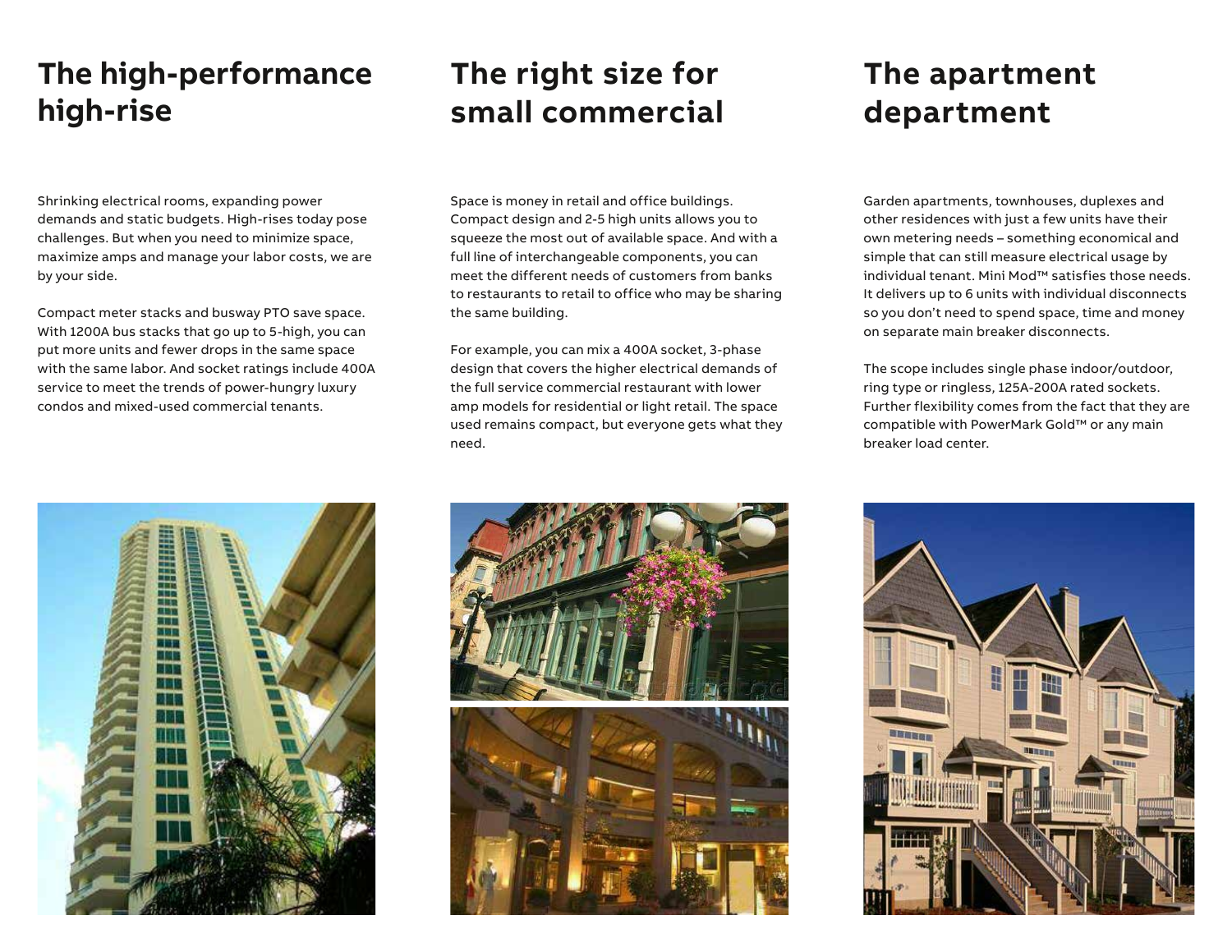## The high-performance high-rise

Shrinking electrical rooms, expanding power demands and static budgets. High-rises today pose challenges. But when you need to minimize space, maximize amps and manage your labor costs, we are by your side.

Compact meter stacks and busway PTO save space. With 1200A bus stacks that go up to 5-high, you can put more units and fewer drops in the same space with the same labor. And socket ratings include 400A service to meet the trends of power-hungry luxury condos and mixed-used commercial tenants.

## The right size for small commercial

Space is money in retail and office buildings. Compact design and 2-5 high units allows you to squeeze the most out of available space. And with a full line of interchangeable components, you can meet the different needs of customers from banks to restaurants to retail to office who may be sharing the same building.

For example, you can mix a 400A socket, 3-phase design that covers the higher electrical demands of the full service commercial restaurant with lower amp models for residential or light retail. The space used remains compact, but everyone gets what they need.

## The apartment department

Garden apartments, townhouses, duplexes and other residences with just a few units have their own metering needs – something economical and simple that can still measure electrical usage by individual tenant. Mini Mod™ satisfies those needs. It delivers up to 6 units with individual disconnects so you don't need to spend space, time and money on separate main breaker disconnects.

The scope includes single phase indoor/outdoor, ring type or ringless, 125A-200A rated sockets. Further flexibility comes from the fact that they are compatible with PowerMark Gold™ or any main breaker load center.